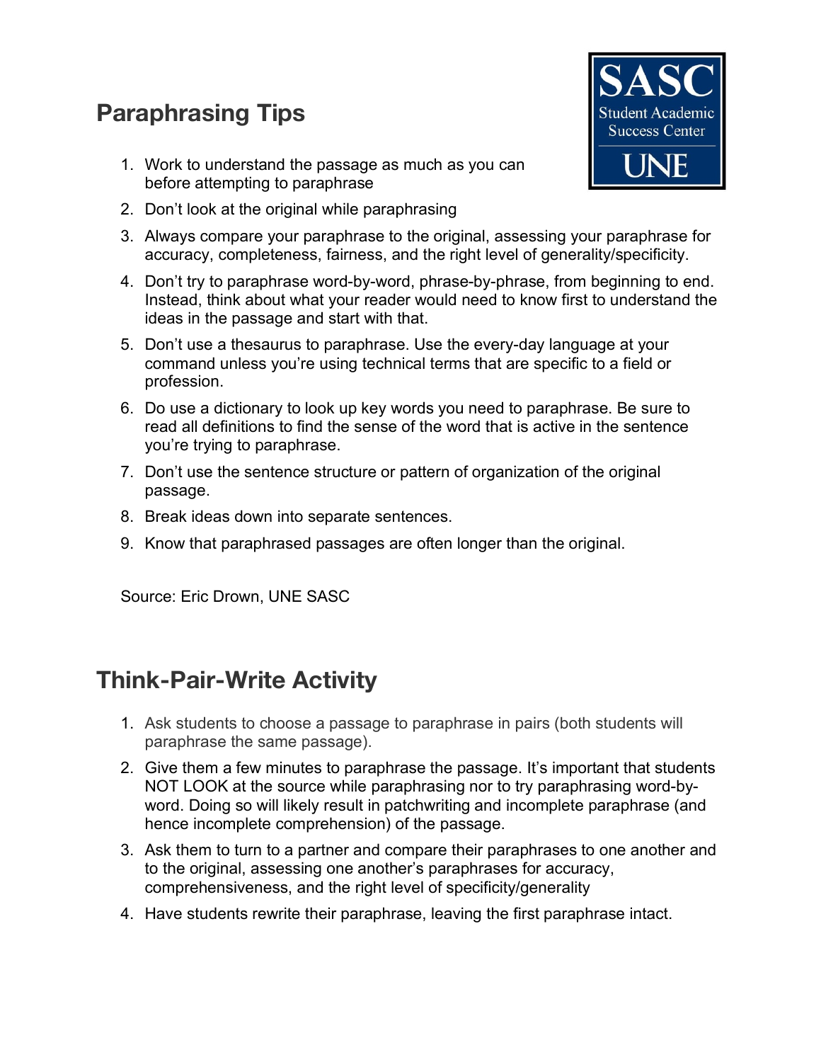## Paraphrasing Tips

1. Work to understand the passage as much as you can before attempting to paraphrase
2. Don't look at the original while paraphrasing
3. Always compare your paraphrase to the original, assessing your paraphrase for accuracy, completeness, fairness, and the right level of generality/specificity.
4. Don't try to paraphrase word-by-word, phrase-by-phrase, from beginning to end. Instead, think about what your reader would need to know first to understand the ideas in the passage and start with that.
5. Don't use a thesaurus to paraphrase. Use the every-day language at your command unless you're using technical terms that are specific to a field or profession.
6. Do use a dictionary to look up key words you need to paraphrase. Be sure to read all definitions to find the sense of the word that is active in the sentence you're trying to paraphrase.
7. Don't use the sentence structure or pattern of organization of the original passage.
8. Break ideas down into separate sentences.
9. Know that paraphrased passages are often longer than the original.

Source: Eric Drown, UNE SASC

## Think-Pair-Write Activity

1. Ask students to choose a passage to paraphrase in pairs (both students will paraphrase the same passage).
2. Give them a few minutes to paraphrase the passage. It's important that students NOT LOOK at the source while paraphrasing nor to try paraphrasing word-by-word. Doing so will likely result in patchwriting and incomplete paraphrase (and hence incomplete comprehension) of the passage.
3. Ask them to turn to a partner and compare their paraphrases to one another and to the original, assessing one another's paraphrases for accuracy, comprehensiveness, and the right level of specificity/generality
4. Have students rewrite their paraphrase, leaving the first paraphrase intact.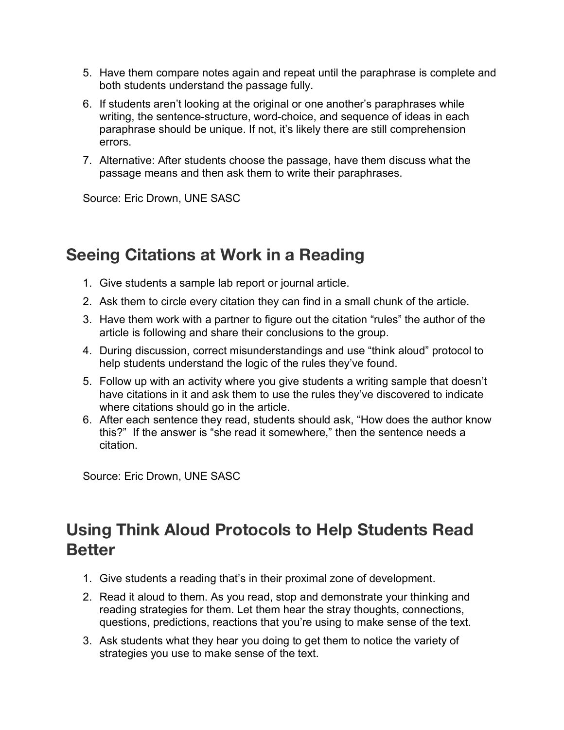5. Have them compare notes again and repeat until the paraphrase is complete and both students understand the passage fully.
6. If students aren't looking at the original or one another's paraphrases while writing, the sentence-structure, word-choice, and sequence of ideas in each paraphrase should be unique. If not, it's likely there are still comprehension errors.
7. Alternative: After students choose the passage, have them discuss what the passage means and then ask them to write their paraphrases.

Source: Eric Drown, UNE SASC

## Seeing Citations at Work in a Reading

1. Give students a sample lab report or journal article.
2. Ask them to circle every citation they can find in a small chunk of the article.
3. Have them work with a partner to figure out the citation "rules" the author of the article is following and share their conclusions to the group.
4. During discussion, correct misunderstandings and use "think aloud" protocol to help students understand the logic of the rules they've found.
5. Follow up with an activity where you give students a writing sample that doesn't have citations in it and ask them to use the rules they've discovered to indicate where citations should go in the article.
6. After each sentence they read, students should ask, "How does the author know this?" If the answer is "she read it somewhere," then the sentence needs a citation.

Source: Eric Drown, UNE SASC

## Using Think Aloud Protocols to Help Students Read Better

1. Give students a reading that's in their proximal zone of development.
2. Read it aloud to them. As you read, stop and demonstrate your thinking and reading strategies for them. Let them hear the stray thoughts, connections, questions, predictions, reactions that you're using to make sense of the text.
3. Ask students what they hear you doing to get them to notice the variety of strategies you use to make sense of the text.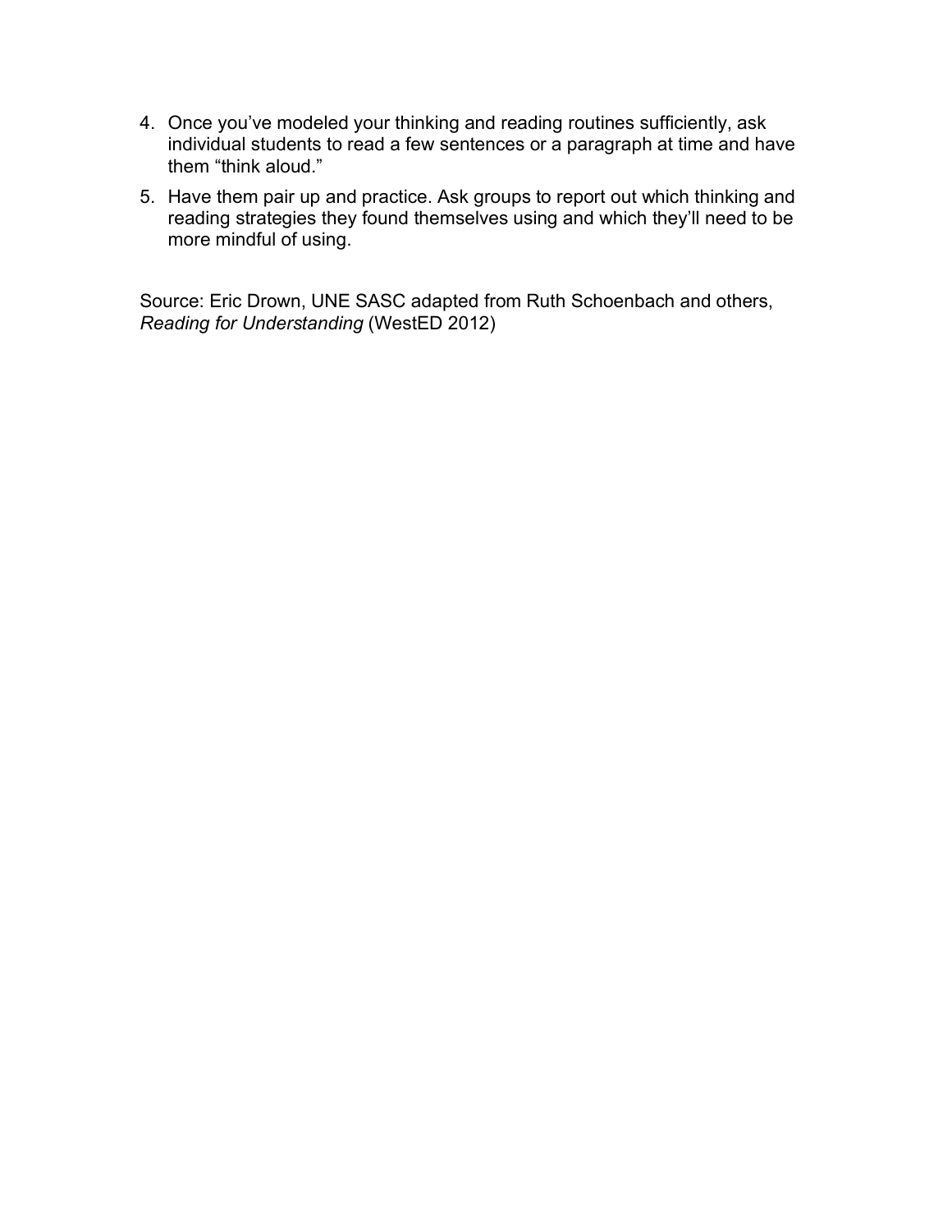4. Once you've modeled your thinking and reading routines sufficiently, ask individual students to read a few sentences or a paragraph at time and have them "think aloud."
5. Have them pair up and practice. Ask groups to report out which thinking and reading strategies they found themselves using and which they'll need to be more mindful of using.

Source: Eric Drown, UNE SASC adapted from Ruth Schoenbach and others, *Reading for Understanding* (WestED 2012)